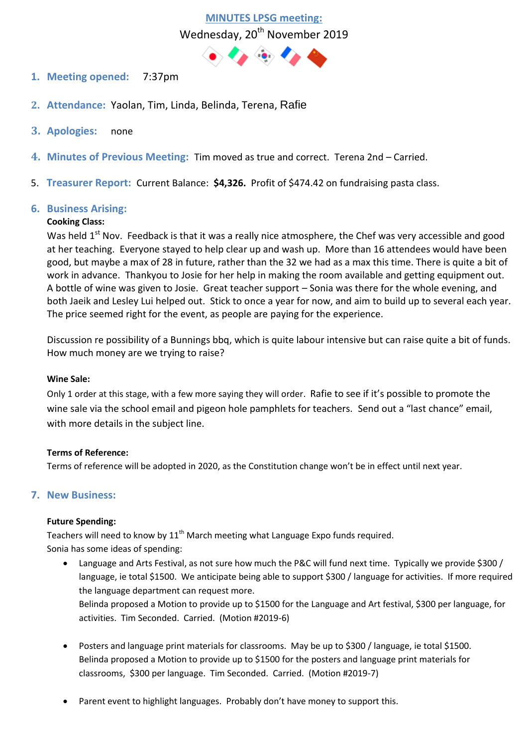# MINUTES LPSG meeting:

Wednesday, 20th November 2019

1. **Meeting opened:** 7:37pm

2. **Attendance:** Yaolan, Tim, Linda, Belinda, Terena, Rafie

3. **Apologies:** none

4. **Minutes of Previous Meeting:** Tim moved as true and correct. Terena 2nd – Carried.

5. **Treasurer Report:** Current Balance: **$4,326.** Profit of $474.42 on fundraising pasta class.

6. **Business Arising:**

**Cooking Class:**

Was held 1st Nov. Feedback is that it was a really nice atmosphere, the Chef was very accessible and good at her teaching. Everyone stayed to help clear up and wash up. More than 16 attendees would have been good, but maybe a max of 28 in future, rather than the 32 we had as a max this time. There is quite a bit of work in advance. Thankyou to Josie for her help in making the room available and getting equipment out. A bottle of wine was given to Josie. Great teacher support – Sonia was there for the whole evening, and both Jaeik and Lesley Lui helped out. Stick to once a year for now, and aim to build up to several each year. The price seemed right for the event, as people are paying for the experience.

Discussion re possibility of a Bunnings bbq, which is quite labour intensive but can raise quite a bit of funds. How much money are we trying to raise?

**Wine Sale:**

Only 1 order at this stage, with a few more saying they will order. Rafie to see if it's possible to promote the wine sale via the school email and pigeon hole pamphlets for teachers. Send out a "last chance" email, with more details in the subject line.

**Terms of Reference:**

Terms of reference will be adopted in 2020, as the Constitution change won't be in effect until next year.

7. **New Business:**

**Future Spending:**

Teachers will need to know by 11th March meeting what Language Expo funds required.
Sonia has some ideas of spending:

- Language and Arts Festival, as not sure how much the P&C will fund next time. Typically we provide $300 / language, ie total $1500. We anticipate being able to support $300 / language for activities. If more required the language department can request more.
  Belinda proposed a Motion to provide up to $1500 for the Language and Art festival, $300 per language, for activities. Tim Seconded. Carried. (Motion #2019-6)

- Posters and language print materials for classrooms. May be up to $300 / language, ie total $1500.
  Belinda proposed a Motion to provide up to $1500 for the posters and language print materials for classrooms, $300 per language. Tim Seconded. Carried. (Motion #2019-7)

- Parent event to highlight languages. Probably don't have money to support this.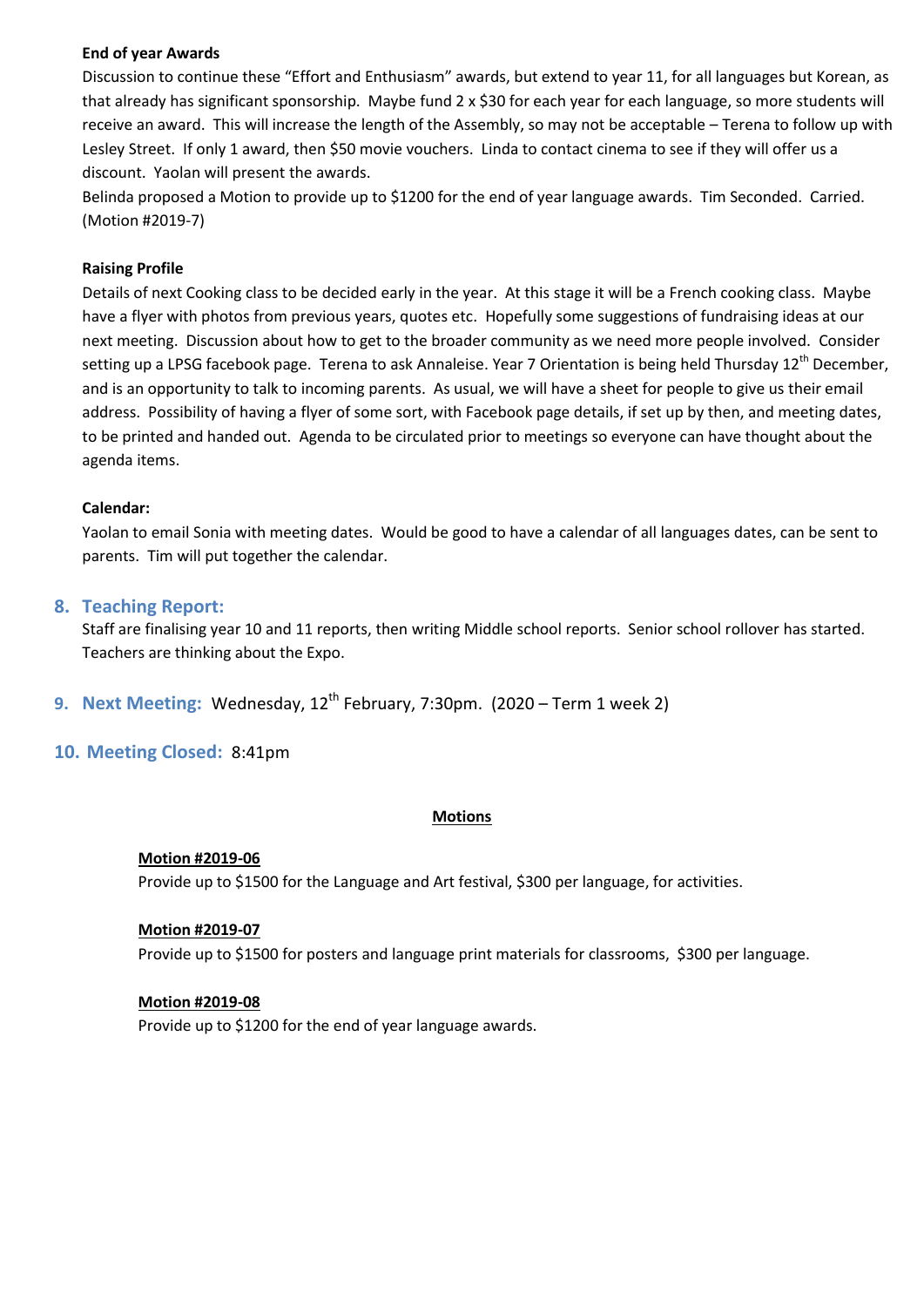**End of year Awards**

Discussion to continue these "Effort and Enthusiasm" awards, but extend to year 11, for all languages but Korean, as that already has significant sponsorship. Maybe fund 2 x $30 for each year for each language, so more students will receive an award. This will increase the length of the Assembly, so may not be acceptable – Terena to follow up with Lesley Street. If only 1 award, then $50 movie vouchers. Linda to contact cinema to see if they will offer us a discount. Yaolan will present the awards.

Belinda proposed a Motion to provide up to $1200 for the end of year language awards. Tim Seconded. Carried. (Motion #2019-7)

**Raising Profile**

Details of next Cooking class to be decided early in the year. At this stage it will be a French cooking class. Maybe have a flyer with photos from previous years, quotes etc. Hopefully some suggestions of fundraising ideas at our next meeting. Discussion about how to get to the broader community as we need more people involved. Consider setting up a LPSG facebook page. Terena to ask Annaleise. Year 7 Orientation is being held Thursday 12th December, and is an opportunity to talk to incoming parents. As usual, we will have a sheet for people to give us their email address. Possibility of having a flyer of some sort, with Facebook page details, if set up by then, and meeting dates, to be printed and handed out. Agenda to be circulated prior to meetings so everyone can have thought about the agenda items.

**Calendar:**

Yaolan to email Sonia with meeting dates. Would be good to have a calendar of all languages dates, can be sent to parents. Tim will put together the calendar.

## 8. Teaching Report:

Staff are finalising year 10 and 11 reports, then writing Middle school reports. Senior school rollover has started. Teachers are thinking about the Expo.

## 9. Next Meeting: Wednesday, 12th February, 7:30pm. (2020 – Term 1 week 2)

## 10. Meeting Closed: 8:41pm

**Motions**

**Motion #2019-06**

Provide up to $1500 for the Language and Art festival, $300 per language, for activities.

**Motion #2019-07**

Provide up to $1500 for posters and language print materials for classrooms, $300 per language.

**Motion #2019-08**

Provide up to $1200 for the end of year language awards.